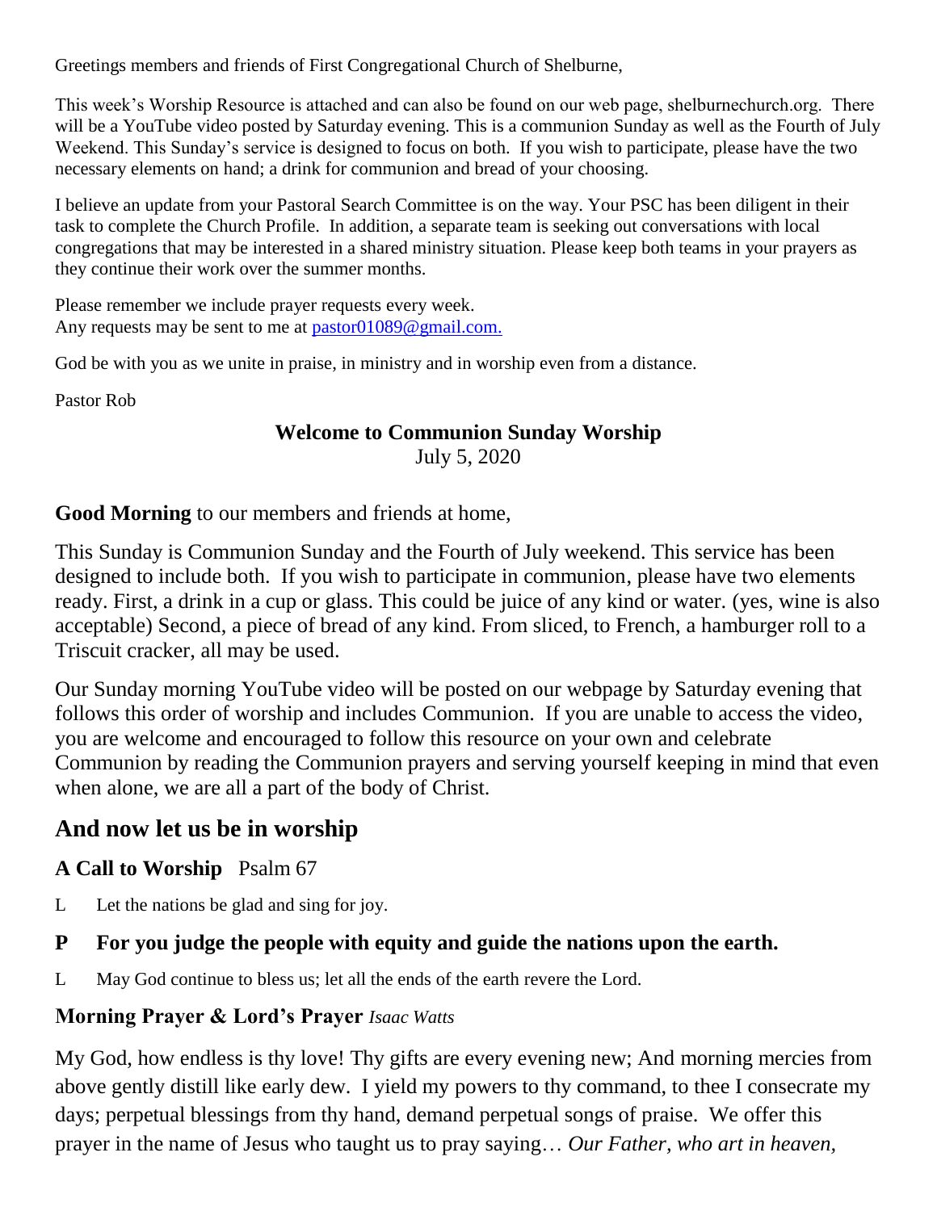Greetings members and friends of First Congregational Church of Shelburne,

This week's Worship Resource is attached and can also be found on our web page, shelburnechurch.org. There will be a YouTube video posted by Saturday evening. This is a communion Sunday as well as the Fourth of July Weekend. This Sunday's service is designed to focus on both. If you wish to participate, please have the two necessary elements on hand; a drink for communion and bread of your choosing.

I believe an update from your Pastoral Search Committee is on the way. Your PSC has been diligent in their task to complete the Church Profile. In addition, a separate team is seeking out conversations with local congregations that may be interested in a shared ministry situation. Please keep both teams in your prayers as they continue their work over the summer months.

Please remember we include prayer requests every week.
Any requests may be sent to me at pastor01089@gmail.com.

God be with you as we unite in praise, in ministry and in worship even from a distance.

Pastor Rob

**Welcome to Communion Sunday Worship**
July 5, 2020

**Good Morning** to our members and friends at home,

This Sunday is Communion Sunday and the Fourth of July weekend. This service has been designed to include both. If you wish to participate in communion, please have two elements ready. First, a drink in a cup or glass. This could be juice of any kind or water. (yes, wine is also acceptable) Second, a piece of bread of any kind. From sliced, to French, a hamburger roll to a Triscuit cracker, all may be used.

Our Sunday morning YouTube video will be posted on our webpage by Saturday evening that follows this order of worship and includes Communion. If you are unable to access the video, you are welcome and encouraged to follow this resource on your own and celebrate Communion by reading the Communion prayers and serving yourself keeping in mind that even when alone, we are all a part of the body of Christ.

## And now let us be in worship

### A Call to Worship Psalm 67

L Let the nations be glad and sing for joy.

**P For you judge the people with equity and guide the nations upon the earth.**

L May God continue to bless us; let all the ends of the earth revere the Lord.

### Morning Prayer & Lord's Prayer *Isaac Watts*

My God, how endless is thy love! Thy gifts are every evening new; And morning mercies from above gently distill like early dew. I yield my powers to thy command, to thee I consecrate my days; perpetual blessings from thy hand, demand perpetual songs of praise. We offer this prayer in the name of Jesus who taught us to pray saying… *Our Father, who art in heaven,*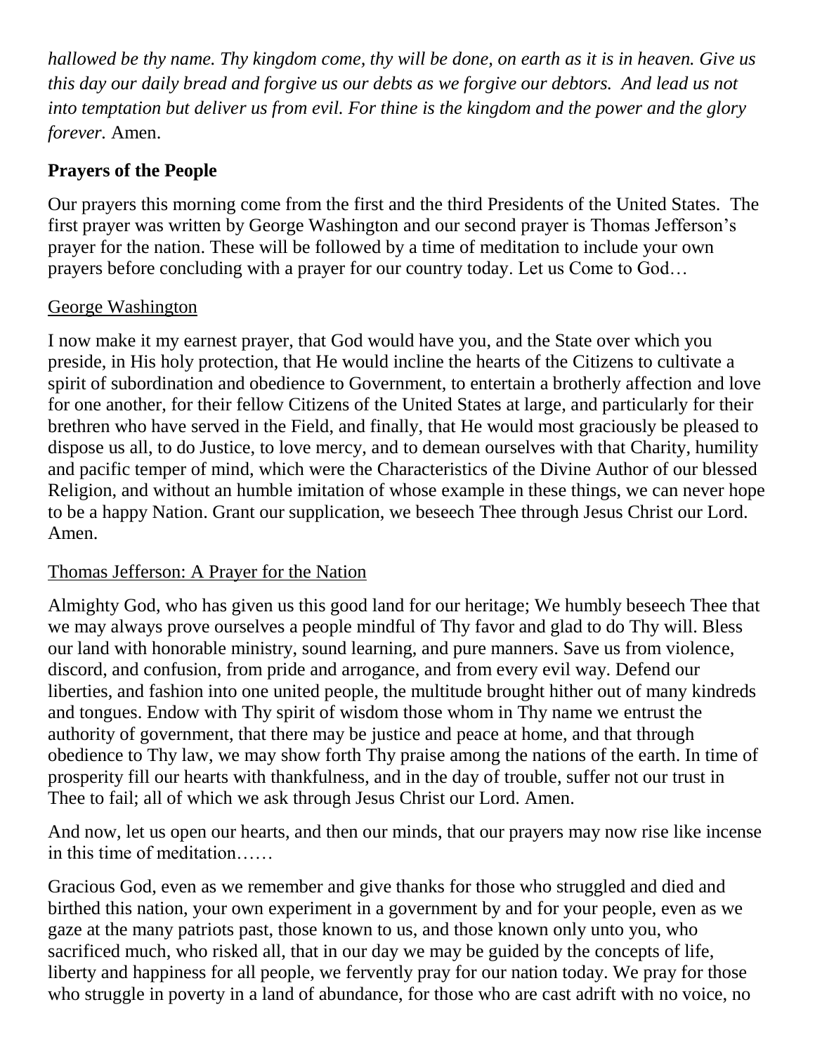*hallowed be thy name. Thy kingdom come, thy will be done, on earth as it is in heaven. Give us this day our daily bread and forgive us our debts as we forgive our debtors. And lead us not into temptation but deliver us from evil. For thine is the kingdom and the power and the glory forever.* Amen.

**Prayers of the People**

Our prayers this morning come from the first and the third Presidents of the United States. The first prayer was written by George Washington and our second prayer is Thomas Jefferson's prayer for the nation. These will be followed by a time of meditation to include your own prayers before concluding with a prayer for our country today. Let us Come to God…

<u>George Washington</u>

I now make it my earnest prayer, that God would have you, and the State over which you preside, in His holy protection, that He would incline the hearts of the Citizens to cultivate a spirit of subordination and obedience to Government, to entertain a brotherly affection and love for one another, for their fellow Citizens of the United States at large, and particularly for their brethren who have served in the Field, and finally, that He would most graciously be pleased to dispose us all, to do Justice, to love mercy, and to demean ourselves with that Charity, humility and pacific temper of mind, which were the Characteristics of the Divine Author of our blessed Religion, and without an humble imitation of whose example in these things, we can never hope to be a happy Nation. Grant our supplication, we beseech Thee through Jesus Christ our Lord. Amen.

<u>Thomas Jefferson: A Prayer for the Nation</u>

Almighty God, who has given us this good land for our heritage; We humbly beseech Thee that we may always prove ourselves a people mindful of Thy favor and glad to do Thy will. Bless our land with honorable ministry, sound learning, and pure manners. Save us from violence, discord, and confusion, from pride and arrogance, and from every evil way. Defend our liberties, and fashion into one united people, the multitude brought hither out of many kindreds and tongues. Endow with Thy spirit of wisdom those whom in Thy name we entrust the authority of government, that there may be justice and peace at home, and that through obedience to Thy law, we may show forth Thy praise among the nations of the earth. In time of prosperity fill our hearts with thankfulness, and in the day of trouble, suffer not our trust in Thee to fail; all of which we ask through Jesus Christ our Lord. Amen.

And now, let us open our hearts, and then our minds, that our prayers may now rise like incense in this time of meditation……

Gracious God, even as we remember and give thanks for those who struggled and died and birthed this nation, your own experiment in a government by and for your people, even as we gaze at the many patriots past, those known to us, and those known only unto you, who sacrificed much, who risked all, that in our day we may be guided by the concepts of life, liberty and happiness for all people, we fervently pray for our nation today. We pray for those who struggle in poverty in a land of abundance, for those who are cast adrift with no voice, no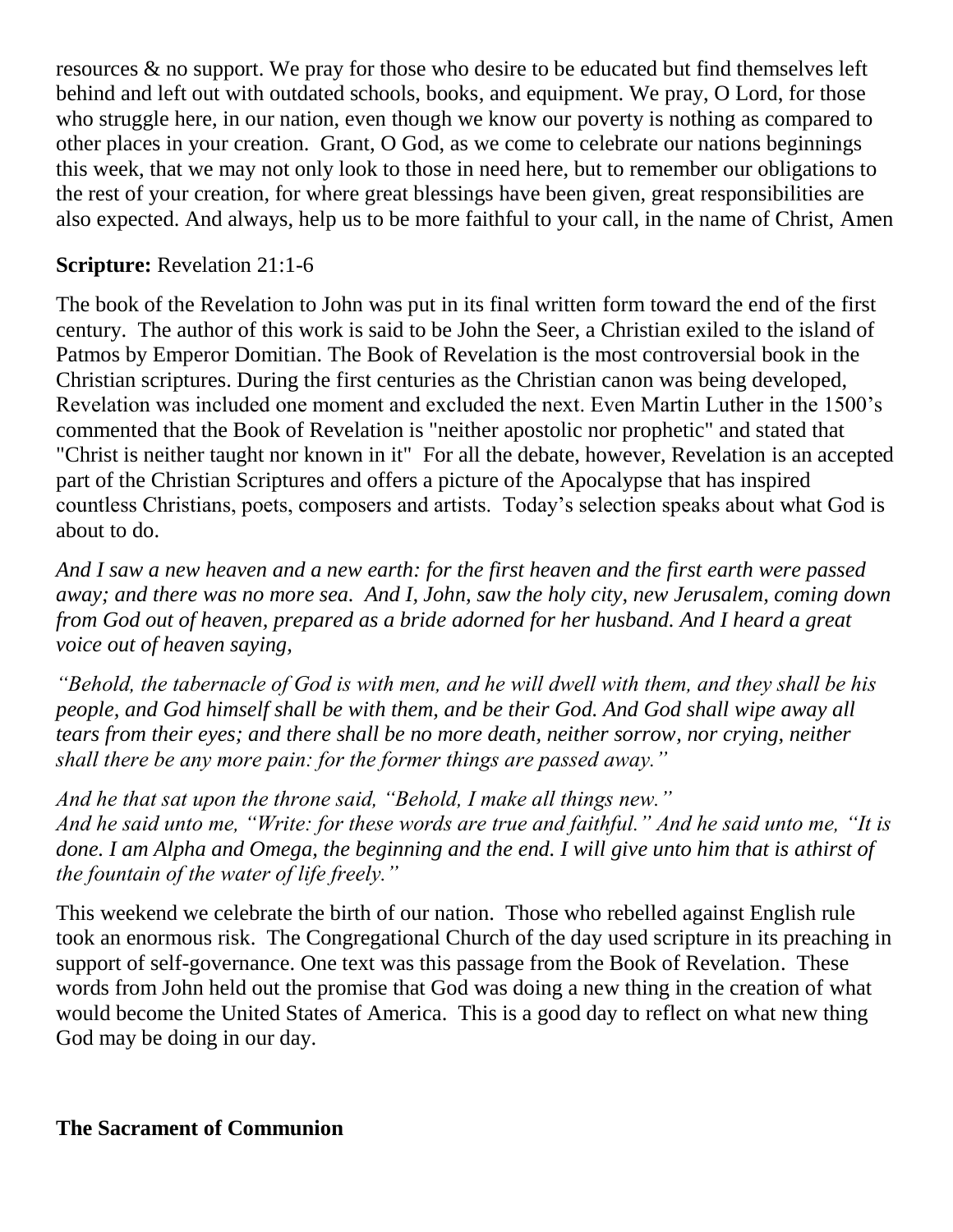resources & no support. We pray for those who desire to be educated but find themselves left behind and left out with outdated schools, books, and equipment. We pray, O Lord, for those who struggle here, in our nation, even though we know our poverty is nothing as compared to other places in your creation. Grant, O God, as we come to celebrate our nations beginnings this week, that we may not only look to those in need here, but to remember our obligations to the rest of your creation, for where great blessings have been given, great responsibilities are also expected. And always, help us to be more faithful to your call, in the name of Christ, Amen

**Scripture:** Revelation 21:1-6

The book of the Revelation to John was put in its final written form toward the end of the first century. The author of this work is said to be John the Seer, a Christian exiled to the island of Patmos by Emperor Domitian. The Book of Revelation is the most controversial book in the Christian scriptures. During the first centuries as the Christian canon was being developed, Revelation was included one moment and excluded the next. Even Martin Luther in the 1500's commented that the Book of Revelation is "neither apostolic nor prophetic" and stated that "Christ is neither taught nor known in it" For all the debate, however, Revelation is an accepted part of the Christian Scriptures and offers a picture of the Apocalypse that has inspired countless Christians, poets, composers and artists. Today's selection speaks about what God is about to do.

*And I saw a new heaven and a new earth: for the first heaven and the first earth were passed away; and there was no more sea. And I, John, saw the holy city, new Jerusalem, coming down from God out of heaven, prepared as a bride adorned for her husband. And I heard a great voice out of heaven saying,*

*"Behold, the tabernacle of God is with men, and he will dwell with them, and they shall be his people, and God himself shall be with them, and be their God. And God shall wipe away all tears from their eyes; and there shall be no more death, neither sorrow, nor crying, neither shall there be any more pain: for the former things are passed away."*

*And he that sat upon the throne said, "Behold, I make all things new."*
*And he said unto me, "Write: for these words are true and faithful." And he said unto me, "It is done. I am Alpha and Omega, the beginning and the end. I will give unto him that is athirst of the fountain of the water of life freely."*

This weekend we celebrate the birth of our nation. Those who rebelled against English rule took an enormous risk. The Congregational Church of the day used scripture in its preaching in support of self-governance. One text was this passage from the Book of Revelation. These words from John held out the promise that God was doing a new thing in the creation of what would become the United States of America. This is a good day to reflect on what new thing God may be doing in our day.

**The Sacrament of Communion**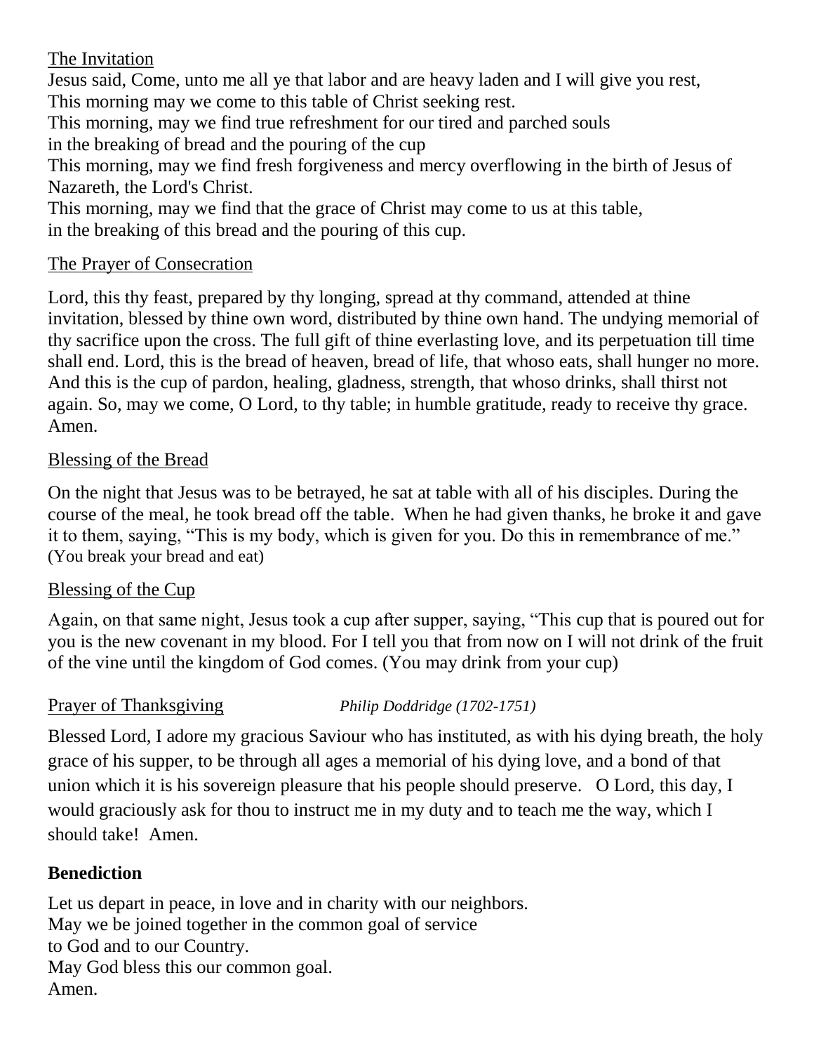The Invitation

Jesus said, Come, unto me all ye that labor and are heavy laden and I will give you rest,
This morning may we come to this table of Christ seeking rest.
This morning, may we find true refreshment for our tired and parched souls
in the breaking of bread and the pouring of the cup
This morning, may we find fresh forgiveness and mercy overflowing in the birth of Jesus of Nazareth, the Lord's Christ.
This morning, may we find that the grace of Christ may come to us at this table,
in the breaking of this bread and the pouring of this cup.

The Prayer of Consecration

Lord, this thy feast, prepared by thy longing, spread at thy command, attended at thine invitation, blessed by thine own word, distributed by thine own hand. The undying memorial of thy sacrifice upon the cross. The full gift of thine everlasting love, and its perpetuation till time shall end. Lord, this is the bread of heaven, bread of life, that whoso eats, shall hunger no more. And this is the cup of pardon, healing, gladness, strength, that whoso drinks, shall thirst not again. So, may we come, O Lord, to thy table; in humble gratitude, ready to receive thy grace. Amen.

Blessing of the Bread

On the night that Jesus was to be betrayed, he sat at table with all of his disciples. During the course of the meal, he took bread off the table. When he had given thanks, he broke it and gave it to them, saying, "This is my body, which is given for you. Do this in remembrance of me." (You break your bread and eat)

Blessing of the Cup

Again, on that same night, Jesus took a cup after supper, saying, "This cup that is poured out for you is the new covenant in my blood. For I tell you that from now on I will not drink of the fruit of the vine until the kingdom of God comes. (You may drink from your cup)

Prayer of Thanksgiving *Philip Doddridge (1702-1751)*

Blessed Lord, I adore my gracious Saviour who has instituted, as with his dying breath, the holy grace of his supper, to be through all ages a memorial of his dying love, and a bond of that union which it is his sovereign pleasure that his people should preserve. O Lord, this day, I would graciously ask for thou to instruct me in my duty and to teach me the way, which I should take! Amen.

**Benediction**

Let us depart in peace, in love and in charity with our neighbors.
May we be joined together in the common goal of service
to God and to our Country.
May God bless this our common goal.
Amen.